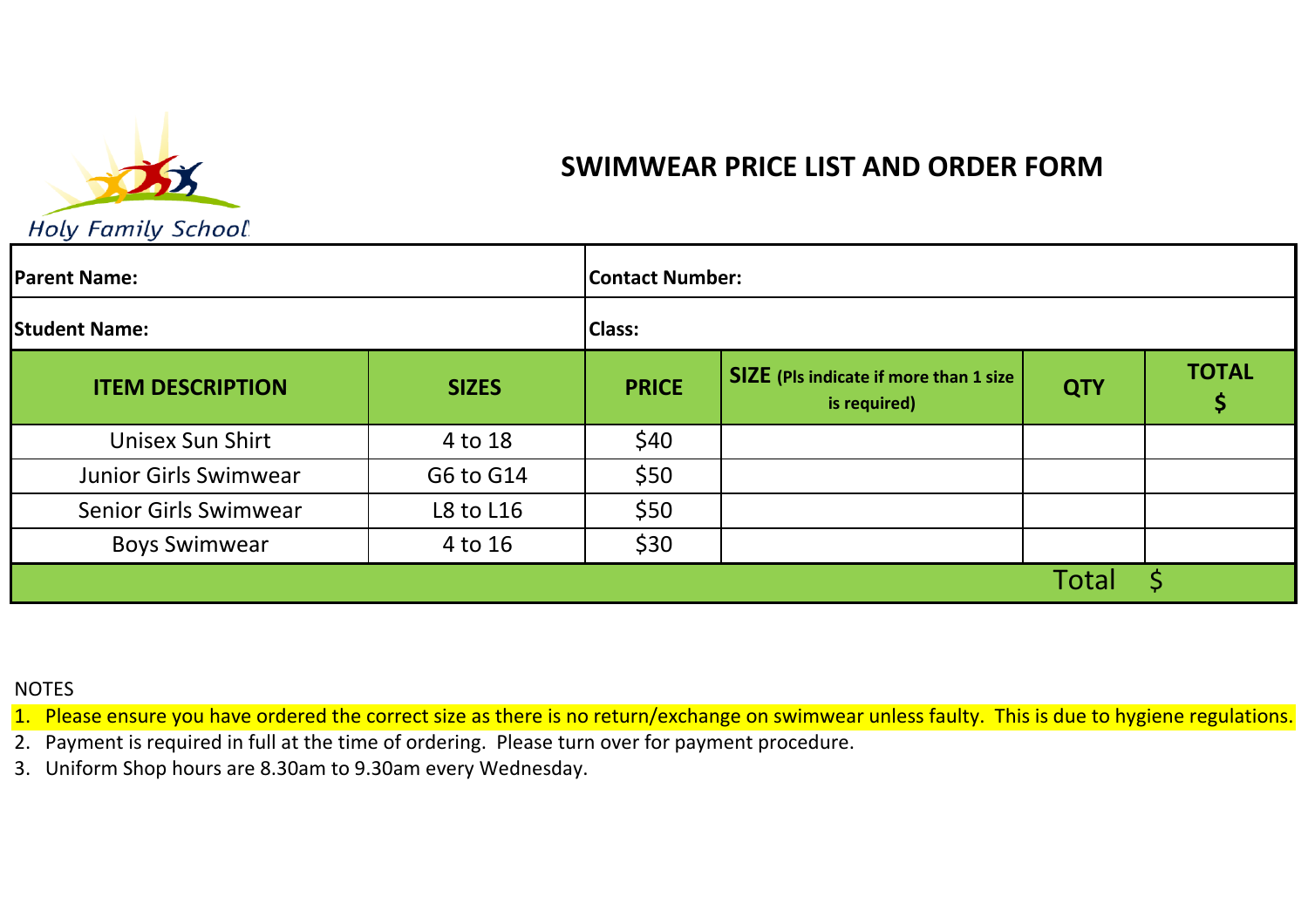Holy Family School

# SWIMWEAR PRICE LIST AND ORDER FORM

| **Parent Name:** | | **Contact Number:** | | | |
|---|---|---|---|---|---|
| **Student Name:** | | **Class:** | | | |
| **ITEM DESCRIPTION** | **SIZES** | **PRICE** | **SIZE (Pls indicate if more than 1 size is required)** | **QTY** | **TOTAL $** |
| Unisex Sun Shirt | 4 to 18 | $40 | | | |
| Junior Girls Swimwear | G6 to G14 | $50 | | | |
| Senior Girls Swimwear | L8 to L16 | $50 | | | |
| Boys Swimwear | 4 to 16 | $30 | | | |
| | | | | Total | $ |

NOTES

1. Please ensure you have ordered the correct size as there is no return/exchange on swimwear unless faulty. This is due to hygiene regulations.
2. Payment is required in full at the time of ordering. Please turn over for payment procedure.
3. Uniform Shop hours are 8.30am to 9.30am every Wednesday.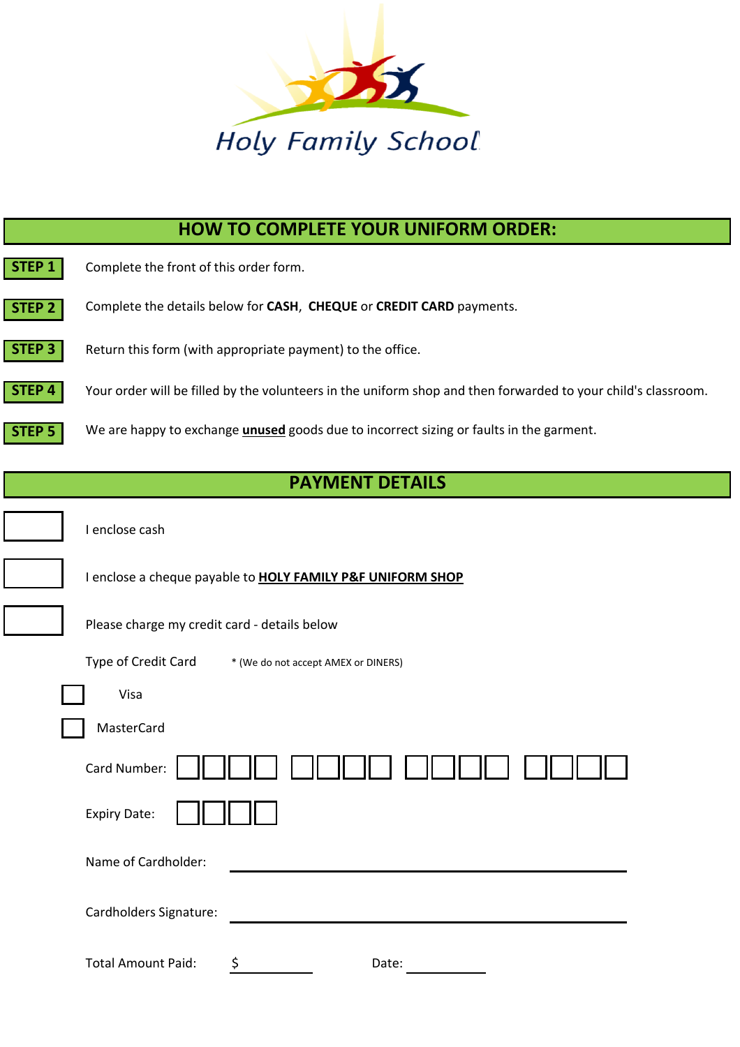Holy Family School

## HOW TO COMPLETE YOUR UNIFORM ORDER:

**STEP 1** Complete the front of this order form.

**STEP 2** Complete the details below for **CASH**, **CHEQUE** or **CREDIT CARD** payments.

**STEP 3** Return this form (with appropriate payment) to the office.

**STEP 4** Your order will be filled by the volunteers in the uniform shop and then forwarded to your child's classroom.

**STEP 5** We are happy to exchange **unused** goods due to incorrect sizing or faults in the garment.

## PAYMENT DETAILS

☐ I enclose cash

☐ I enclose a cheque payable to **HOLY FAMILY P&F UNIFORM SHOP**

☐ Please charge my credit card - details below

Type of Credit Card * (We do not accept AMEX or DINERS)

☐ Visa

☐ MasterCard

Card Number: ☐☐☐☐ ☐☐☐☐ ☐☐☐☐ ☐☐☐☐

Expiry Date: ☐☐☐☐

Name of Cardholder: ____________________

Cardholders Signature: ____________________

Total Amount Paid: $__________ Date: __________